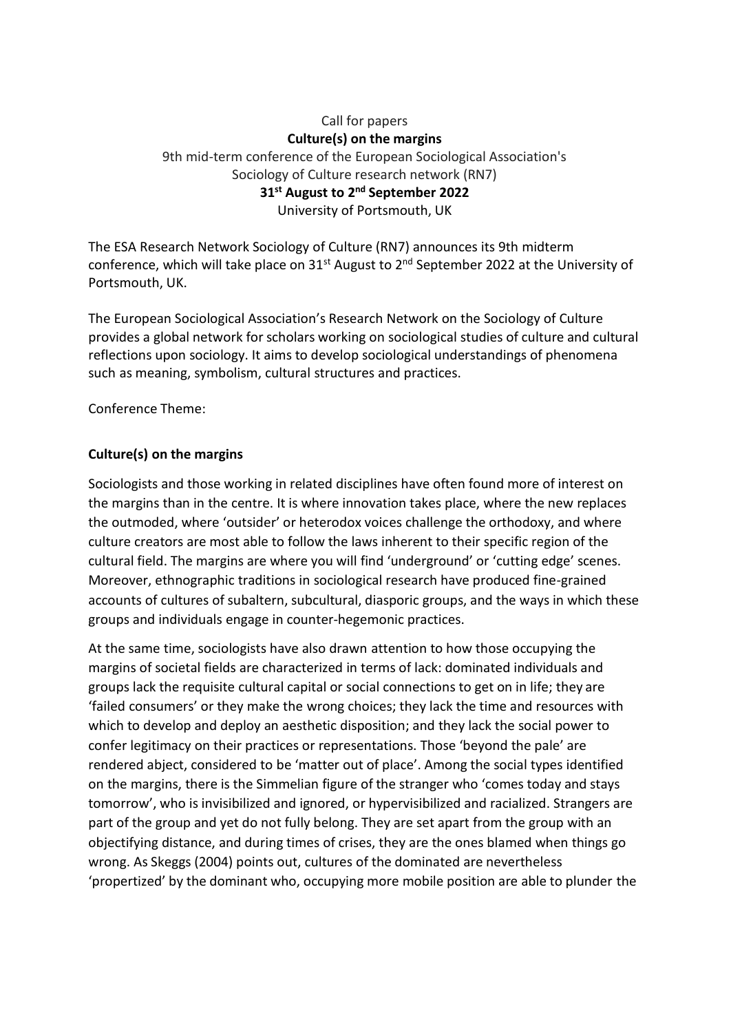Call for papers

**Culture(s) on the margins**

9th mid-term conference of the European Sociological Association's Sociology of Culture research network (RN7)

**31st August to 2nd September 2022**

University of Portsmouth, UK

The ESA Research Network Sociology of Culture (RN7) announces its 9th midterm conference, which will take place on 31st August to 2nd September 2022 at the University of Portsmouth, UK.

The European Sociological Association's Research Network on the Sociology of Culture provides a global network for scholars working on sociological studies of culture and cultural reflections upon sociology. It aims to develop sociological understandings of phenomena such as meaning, symbolism, cultural structures and practices.

Conference Theme:

## Culture(s) on the margins

Sociologists and those working in related disciplines have often found more of interest on the margins than in the centre. It is where innovation takes place, where the new replaces the outmoded, where 'outsider' or heterodox voices challenge the orthodoxy, and where culture creators are most able to follow the laws inherent to their specific region of the cultural field. The margins are where you will find 'underground' or 'cutting edge' scenes. Moreover, ethnographic traditions in sociological research have produced fine-grained accounts of cultures of subaltern, subcultural, diasporic groups, and the ways in which these groups and individuals engage in counter-hegemonic practices.

At the same time, sociologists have also drawn attention to how those occupying the margins of societal fields are characterized in terms of lack: dominated individuals and groups lack the requisite cultural capital or social connections to get on in life; they are 'failed consumers' or they make the wrong choices; they lack the time and resources with which to develop and deploy an aesthetic disposition; and they lack the social power to confer legitimacy on their practices or representations. Those 'beyond the pale' are rendered abject, considered to be 'matter out of place'. Among the social types identified on the margins, there is the Simmelian figure of the stranger who 'comes today and stays tomorrow', who is invisibilized and ignored, or hypervisibilized and racialized. Strangers are part of the group and yet do not fully belong. They are set apart from the group with an objectifying distance, and during times of crises, they are the ones blamed when things go wrong. As Skeggs (2004) points out, cultures of the dominated are nevertheless 'propertized' by the dominant who, occupying more mobile position are able to plunder the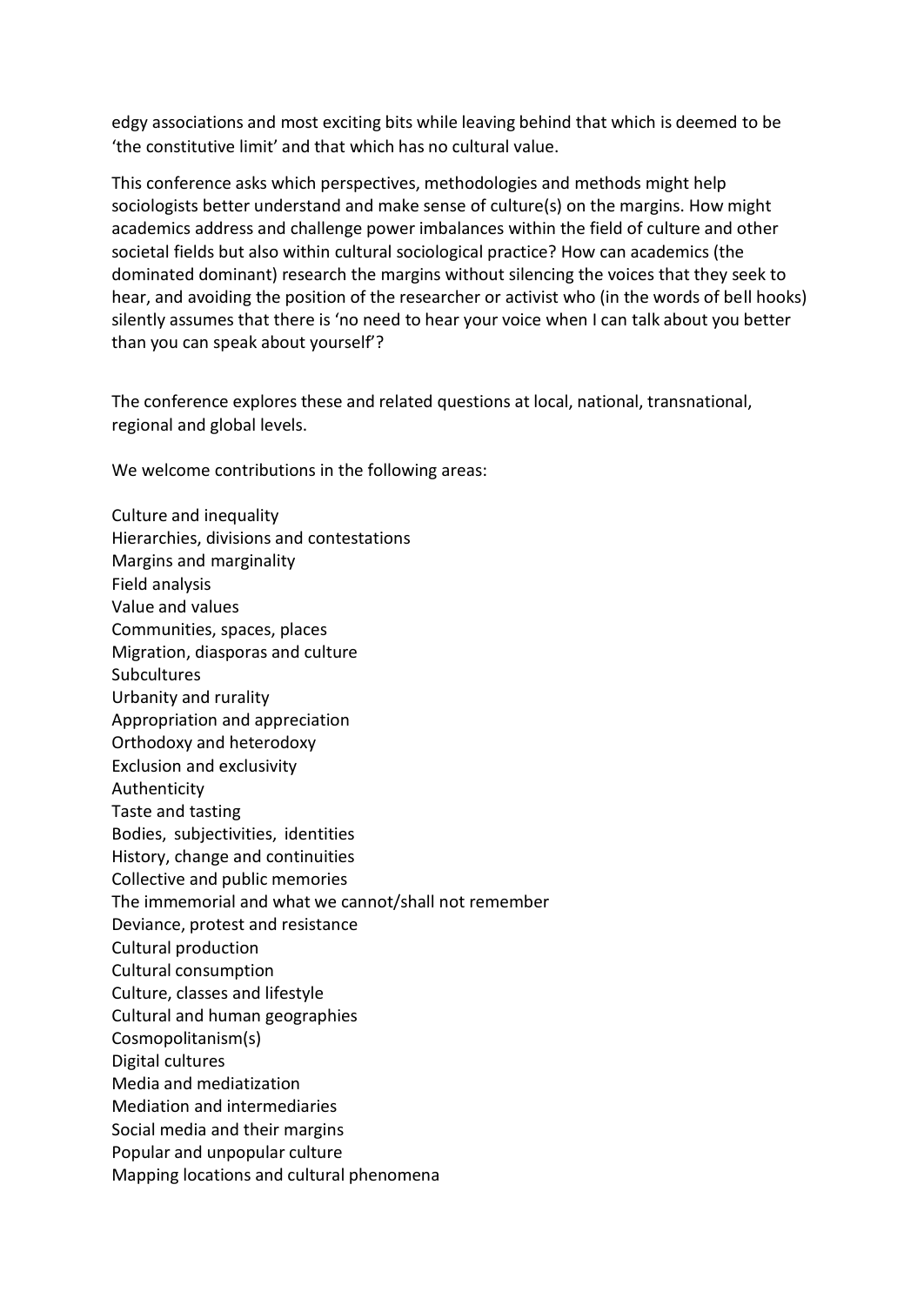edgy associations and most exciting bits while leaving behind that which is deemed to be 'the constitutive limit' and that which has no cultural value.

This conference asks which perspectives, methodologies and methods might help sociologists better understand and make sense of culture(s) on the margins. How might academics address and challenge power imbalances within the field of culture and other societal fields but also within cultural sociological practice? How can academics (the dominated dominant) research the margins without silencing the voices that they seek to hear, and avoiding the position of the researcher or activist who (in the words of bell hooks) silently assumes that there is 'no need to hear your voice when I can talk about you better than you can speak about yourself'?

The conference explores these and related questions at local, national, transnational, regional and global levels.

We welcome contributions in the following areas:

Culture and inequality  
Hierarchies, divisions and contestations  
Margins and marginality  
Field analysis  
Value and values  
Communities, spaces, places  
Migration, diasporas and culture  
Subcultures  
Urbanity and rurality  
Appropriation and appreciation  
Orthodoxy and heterodoxy  
Exclusion and exclusivity  
Authenticity  
Taste and tasting  
Bodies, subjectivities, identities  
History, change and continuities  
Collective and public memories  
The immemorial and what we cannot/shall not remember  
Deviance, protest and resistance  
Cultural production  
Cultural consumption  
Culture, classes and lifestyle  
Cultural and human geographies  
Cosmopolitanism(s)  
Digital cultures  
Media and mediatization  
Mediation and intermediaries  
Social media and their margins  
Popular and unpopular culture  
Mapping locations and cultural phenomena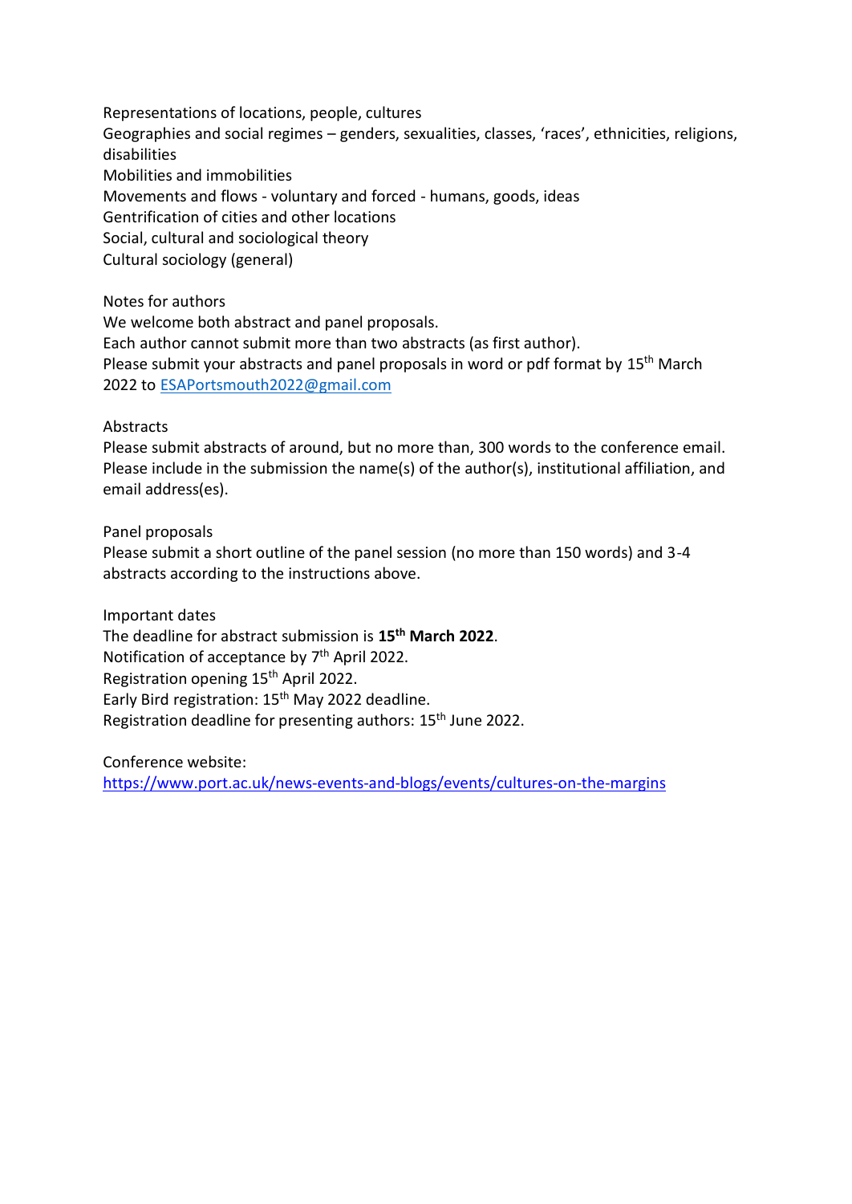Representations of locations, people, cultures
Geographies and social regimes – genders, sexualities, classes, 'races', ethnicities, religions, disabilities
Mobilities and immobilities
Movements and flows - voluntary and forced - humans, goods, ideas
Gentrification of cities and other locations
Social, cultural and sociological theory
Cultural sociology (general)

Notes for authors
We welcome both abstract and panel proposals.
Each author cannot submit more than two abstracts (as first author).
Please submit your abstracts and panel proposals in word or pdf format by 15th March 2022 to [ESAPortsmouth2022@gmail.com](mailto:ESAPortsmouth2022@gmail.com)

Abstracts
Please submit abstracts of around, but no more than, 300 words to the conference email. Please include in the submission the name(s) of the author(s), institutional affiliation, and email address(es).

Panel proposals
Please submit a short outline of the panel session (no more than 150 words) and 3-4 abstracts according to the instructions above.

Important dates
The deadline for abstract submission is **15th March 2022**.
Notification of acceptance by 7th April 2022.
Registration opening 15th April 2022.
Early Bird registration: 15th May 2022 deadline.
Registration deadline for presenting authors: 15th June 2022.

Conference website:
[https://www.port.ac.uk/news-events-and-blogs/events/cultures-on-the-margins](https://www.port.ac.uk/news-events-and-blogs/events/cultures-on-the-margins)